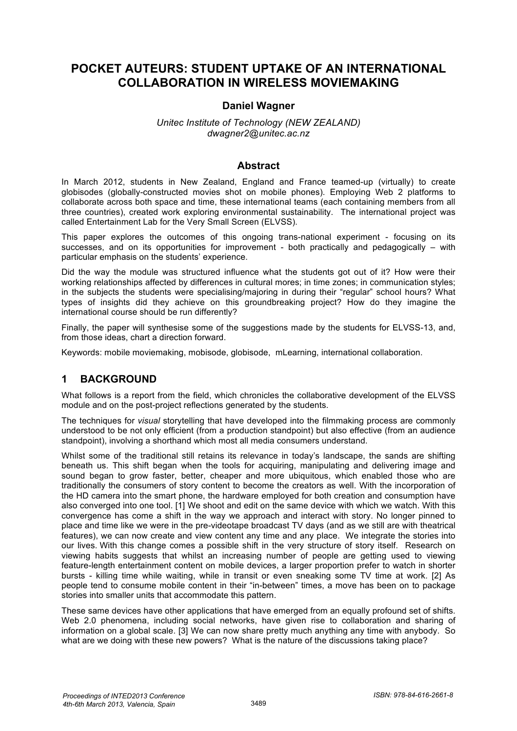# POCKET AUTEURS: STUDENT UPTAKE OF AN INTERNATIONAL COLLABORATION IN WIRELESS MOVIEMAKING

**Daniel Wagner**

*Unitec Institute of Technology (NEW ZEALAND)*
*dwagner2@unitec.ac.nz*

## Abstract

In March 2012, students in New Zealand, England and France teamed-up (virtually) to create globisodes (globally-constructed movies shot on mobile phones). Employing Web 2 platforms to collaborate across both space and time, these international teams (each containing members from all three countries), created work exploring environmental sustainability. The international project was called Entertainment Lab for the Very Small Screen (ELVSS).

This paper explores the outcomes of this ongoing trans-national experiment - focusing on its successes, and on its opportunities for improvement - both practically and pedagogically – with particular emphasis on the students' experience.

Did the way the module was structured influence what the students got out of it? How were their working relationships affected by differences in cultural mores; in time zones; in communication styles; in the subjects the students were specialising/majoring in during their "regular" school hours? What types of insights did they achieve on this groundbreaking project? How do they imagine the international course should be run differently?

Finally, the paper will synthesise some of the suggestions made by the students for ELVSS-13, and, from those ideas, chart a direction forward.

Keywords: mobile moviemaking, mobisode, globisode, mLearning, international collaboration.

## 1 BACKGROUND

What follows is a report from the field, which chronicles the collaborative development of the ELVSS module and on the post-project reflections generated by the students.

The techniques for *visual* storytelling that have developed into the filmmaking process are commonly understood to be not only efficient (from a production standpoint) but also effective (from an audience standpoint), involving a shorthand which most all media consumers understand.

Whilst some of the traditional still retains its relevance in today's landscape, the sands are shifting beneath us. This shift began when the tools for acquiring, manipulating and delivering image and sound began to grow faster, better, cheaper and more ubiquitous, which enabled those who are traditionally the consumers of story content to become the creators as well. With the incorporation of the HD camera into the smart phone, the hardware employed for both creation and consumption have also converged into one tool. [1] We shoot and edit on the same device with which we watch. With this convergence has come a shift in the way we approach and interact with story. No longer pinned to place and time like we were in the pre-videotape broadcast TV days (and as we still are with theatrical features), we can now create and view content any time and any place. We integrate the stories into our lives. With this change comes a possible shift in the very structure of story itself. Research on viewing habits suggests that whilst an increasing number of people are getting used to viewing feature-length entertainment content on mobile devices, a larger proportion prefer to watch in shorter bursts - killing time while waiting, while in transit or even sneaking some TV time at work. [2] As people tend to consume mobile content in their "in-between" times, a move has been on to package stories into smaller units that accommodate this pattern.

These same devices have other applications that have emerged from an equally profound set of shifts. Web 2.0 phenomena, including social networks, have given rise to collaboration and sharing of information on a global scale. [3] We can now share pretty much anything any time with anybody. So what are we doing with these new powers? What is the nature of the discussions taking place?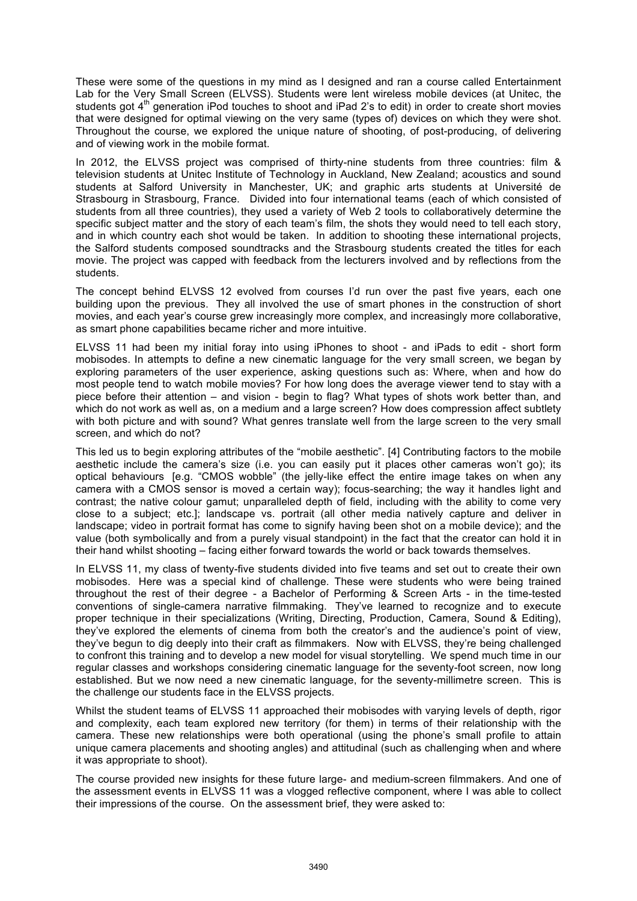These were some of the questions in my mind as I designed and ran a course called Entertainment Lab for the Very Small Screen (ELVSS). Students were lent wireless mobile devices (at Unitec, the students got 4th generation iPod touches to shoot and iPad 2's to edit) in order to create short movies that were designed for optimal viewing on the very same (types of) devices on which they were shot. Throughout the course, we explored the unique nature of shooting, of post-producing, of delivering and of viewing work in the mobile format.

In 2012, the ELVSS project was comprised of thirty-nine students from three countries: film & television students at Unitec Institute of Technology in Auckland, New Zealand; acoustics and sound students at Salford University in Manchester, UK; and graphic arts students at Université de Strasbourg in Strasbourg, France. Divided into four international teams (each of which consisted of students from all three countries), they used a variety of Web 2 tools to collaboratively determine the specific subject matter and the story of each team's film, the shots they would need to tell each story, and in which country each shot would be taken. In addition to shooting these international projects, the Salford students composed soundtracks and the Strasbourg students created the titles for each movie. The project was capped with feedback from the lecturers involved and by reflections from the students.

The concept behind ELVSS 12 evolved from courses I'd run over the past five years, each one building upon the previous. They all involved the use of smart phones in the construction of short movies, and each year's course grew increasingly more complex, and increasingly more collaborative, as smart phone capabilities became richer and more intuitive.

ELVSS 11 had been my initial foray into using iPhones to shoot - and iPads to edit - short form mobisodes. In attempts to define a new cinematic language for the very small screen, we began by exploring parameters of the user experience, asking questions such as: Where, when and how do most people tend to watch mobile movies? For how long does the average viewer tend to stay with a piece before their attention – and vision - begin to flag? What types of shots work better than, and which do not work as well as, on a medium and a large screen? How does compression affect subtlety with both picture and with sound? What genres translate well from the large screen to the very small screen, and which do not?

This led us to begin exploring attributes of the "mobile aesthetic". [4] Contributing factors to the mobile aesthetic include the camera's size (i.e. you can easily put it places other cameras won't go); its optical behaviours [e.g. "CMOS wobble" (the jelly-like effect the entire image takes on when any camera with a CMOS sensor is moved a certain way); focus-searching; the way it handles light and contrast; the native colour gamut; unparalleled depth of field, including with the ability to come very close to a subject; etc.]; landscape vs. portrait (all other media natively capture and deliver in landscape; video in portrait format has come to signify having been shot on a mobile device); and the value (both symbolically and from a purely visual standpoint) in the fact that the creator can hold it in their hand whilst shooting – facing either forward towards the world or back towards themselves.

In ELVSS 11, my class of twenty-five students divided into five teams and set out to create their own mobisodes. Here was a special kind of challenge. These were students who were being trained throughout the rest of their degree - a Bachelor of Performing & Screen Arts - in the time-tested conventions of single-camera narrative filmmaking. They've learned to recognize and to execute proper technique in their specializations (Writing, Directing, Production, Camera, Sound & Editing), they've explored the elements of cinema from both the creator's and the audience's point of view, they've begun to dig deeply into their craft as filmmakers. Now with ELVSS, they're being challenged to confront this training and to develop a new model for visual storytelling. We spend much time in our regular classes and workshops considering cinematic language for the seventy-foot screen, now long established. But we now need a new cinematic language, for the seventy-millimetre screen. This is the challenge our students face in the ELVSS projects.

Whilst the student teams of ELVSS 11 approached their mobisodes with varying levels of depth, rigor and complexity, each team explored new territory (for them) in terms of their relationship with the camera. These new relationships were both operational (using the phone's small profile to attain unique camera placements and shooting angles) and attitudinal (such as challenging when and where it was appropriate to shoot).

The course provided new insights for these future large- and medium-screen filmmakers. And one of the assessment events in ELVSS 11 was a vlogged reflective component, where I was able to collect their impressions of the course. On the assessment brief, they were asked to: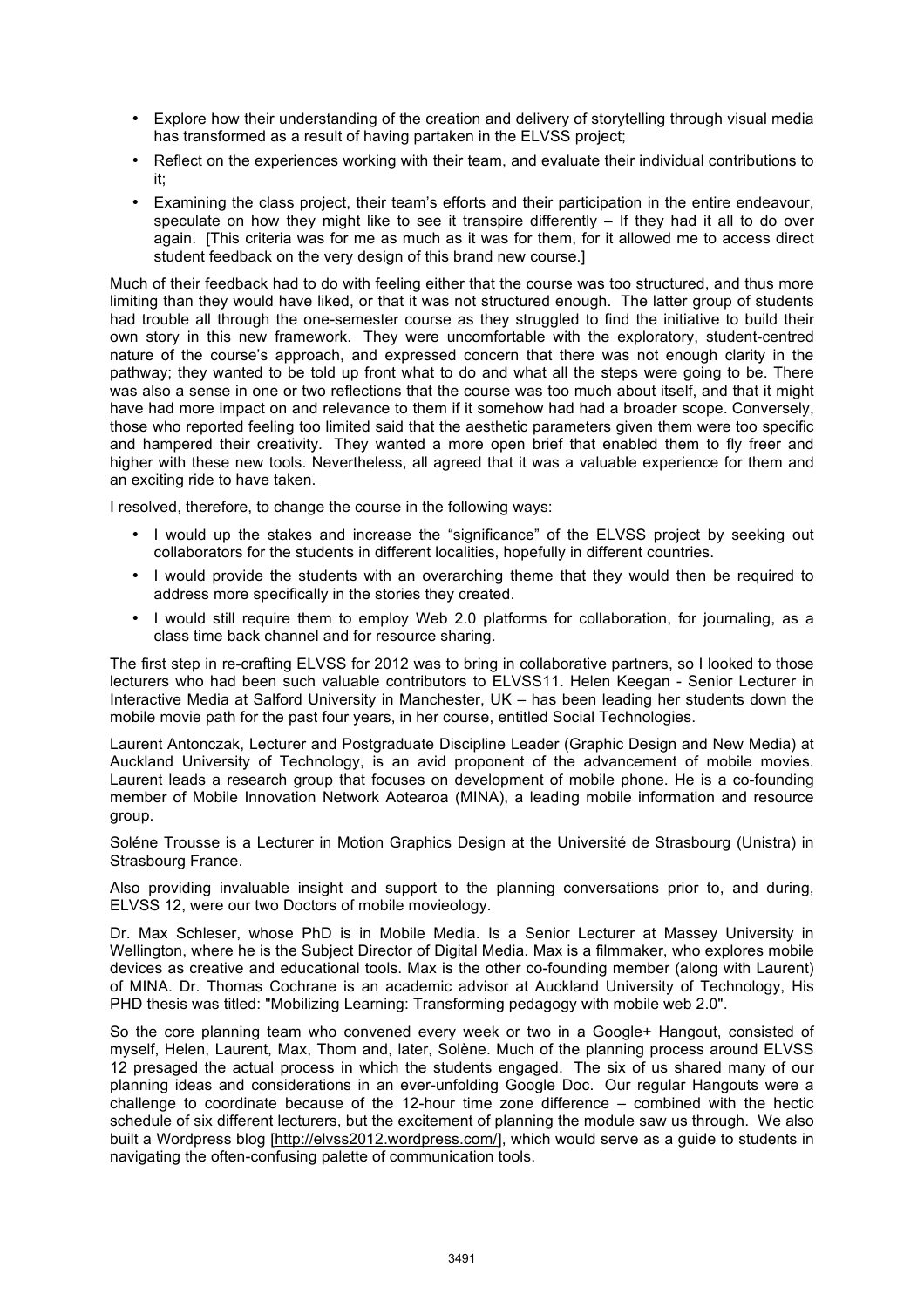- Explore how their understanding of the creation and delivery of storytelling through visual media has transformed as a result of having partaken in the ELVSS project;
- Reflect on the experiences working with their team, and evaluate their individual contributions to it;
- Examining the class project, their team's efforts and their participation in the entire endeavour, speculate on how they might like to see it transpire differently – If they had it all to do over again. [This criteria was for me as much as it was for them, for it allowed me to access direct student feedback on the very design of this brand new course.]

Much of their feedback had to do with feeling either that the course was too structured, and thus more limiting than they would have liked, or that it was not structured enough. The latter group of students had trouble all through the one-semester course as they struggled to find the initiative to build their own story in this new framework. They were uncomfortable with the exploratory, student-centred nature of the course's approach, and expressed concern that there was not enough clarity in the pathway; they wanted to be told up front what to do and what all the steps were going to be. There was also a sense in one or two reflections that the course was too much about itself, and that it might have had more impact on and relevance to them if it somehow had had a broader scope. Conversely, those who reported feeling too limited said that the aesthetic parameters given them were too specific and hampered their creativity. They wanted a more open brief that enabled them to fly freer and higher with these new tools. Nevertheless, all agreed that it was a valuable experience for them and an exciting ride to have taken.

I resolved, therefore, to change the course in the following ways:

- I would up the stakes and increase the "significance" of the ELVSS project by seeking out collaborators for the students in different localities, hopefully in different countries.
- I would provide the students with an overarching theme that they would then be required to address more specifically in the stories they created.
- I would still require them to employ Web 2.0 platforms for collaboration, for journaling, as a class time back channel and for resource sharing.

The first step in re-crafting ELVSS for 2012 was to bring in collaborative partners, so I looked to those lecturers who had been such valuable contributors to ELVSS11. Helen Keegan - Senior Lecturer in Interactive Media at Salford University in Manchester, UK – has been leading her students down the mobile movie path for the past four years, in her course, entitled Social Technologies.

Laurent Antonczak, Lecturer and Postgraduate Discipline Leader (Graphic Design and New Media) at Auckland University of Technology, is an avid proponent of the advancement of mobile movies. Laurent leads a research group that focuses on development of mobile phone. He is a co-founding member of Mobile Innovation Network Aotearoa (MINA), a leading mobile information and resource group.

Soléne Trousse is a Lecturer in Motion Graphics Design at the Université de Strasbourg (Unistra) in Strasbourg France.

Also providing invaluable insight and support to the planning conversations prior to, and during, ELVSS 12, were our two Doctors of mobile movieology.

Dr. Max Schleser, whose PhD is in Mobile Media. Is a Senior Lecturer at Massey University in Wellington, where he is the Subject Director of Digital Media. Max is a filmmaker, who explores mobile devices as creative and educational tools. Max is the other co-founding member (along with Laurent) of MINA. Dr. Thomas Cochrane is an academic advisor at Auckland University of Technology, His PHD thesis was titled: "Mobilizing Learning: Transforming pedagogy with mobile web 2.0".

So the core planning team who convened every week or two in a Google+ Hangout, consisted of myself, Helen, Laurent, Max, Thom and, later, Solène. Much of the planning process around ELVSS 12 presaged the actual process in which the students engaged. The six of us shared many of our planning ideas and considerations in an ever-unfolding Google Doc. Our regular Hangouts were a challenge to coordinate because of the 12-hour time zone difference – combined with the hectic schedule of six different lecturers, but the excitement of planning the module saw us through. We also built a Wordpress blog [http://elvss2012.wordpress.com/], which would serve as a guide to students in navigating the often-confusing palette of communication tools.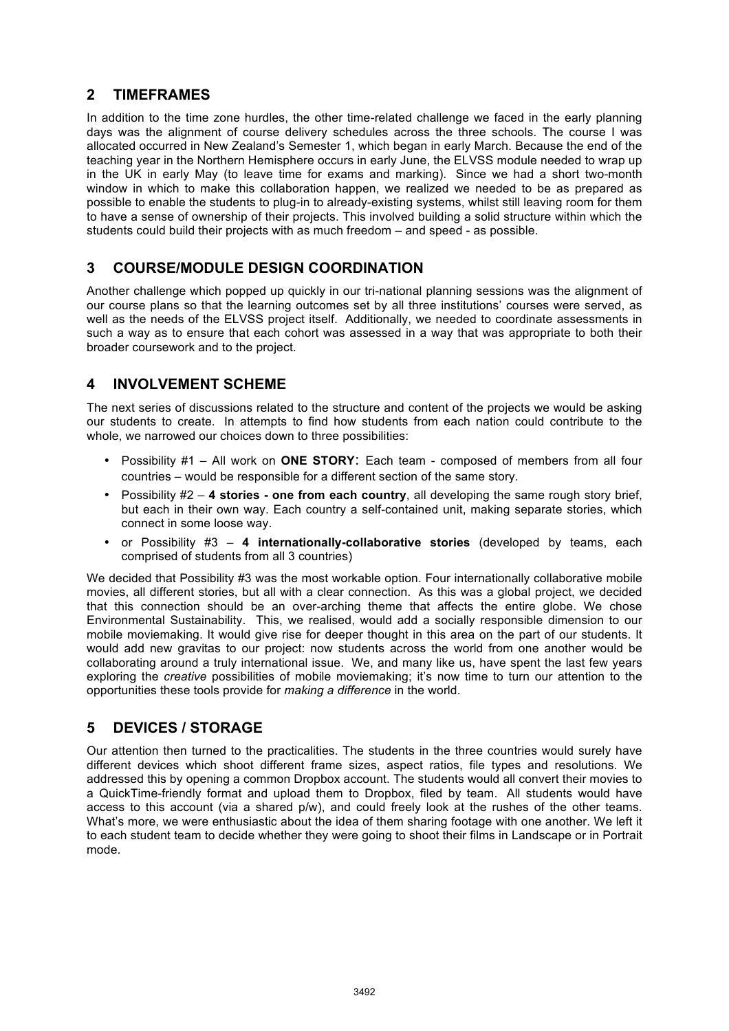## 2 TIMEFRAMES

In addition to the time zone hurdles, the other time-related challenge we faced in the early planning days was the alignment of course delivery schedules across the three schools. The course I was allocated occurred in New Zealand's Semester 1, which began in early March. Because the end of the teaching year in the Northern Hemisphere occurs in early June, the ELVSS module needed to wrap up in the UK in early May (to leave time for exams and marking). Since we had a short two-month window in which to make this collaboration happen, we realized we needed to be as prepared as possible to enable the students to plug-in to already-existing systems, whilst still leaving room for them to have a sense of ownership of their projects. This involved building a solid structure within which the students could build their projects with as much freedom – and speed - as possible.

## 3 COURSE/MODULE DESIGN COORDINATION

Another challenge which popped up quickly in our tri-national planning sessions was the alignment of our course plans so that the learning outcomes set by all three institutions' courses were served, as well as the needs of the ELVSS project itself. Additionally, we needed to coordinate assessments in such a way as to ensure that each cohort was assessed in a way that was appropriate to both their broader coursework and to the project.

## 4 INVOLVEMENT SCHEME

The next series of discussions related to the structure and content of the projects we would be asking our students to create. In attempts to find how students from each nation could contribute to the whole, we narrowed our choices down to three possibilities:

- Possibility #1 – All work on **ONE STORY**: Each team - composed of members from all four countries – would be responsible for a different section of the same story.
- Possibility #2 – **4 stories - one from each country**, all developing the same rough story brief, but each in their own way. Each country a self-contained unit, making separate stories, which connect in some loose way.
- or Possibility #3 – **4 internationally-collaborative stories** (developed by teams, each comprised of students from all 3 countries)

We decided that Possibility #3 was the most workable option. Four internationally collaborative mobile movies, all different stories, but all with a clear connection. As this was a global project, we decided that this connection should be an over-arching theme that affects the entire globe. We chose Environmental Sustainability. This, we realised, would add a socially responsible dimension to our mobile moviemaking. It would give rise for deeper thought in this area on the part of our students. It would add new gravitas to our project: now students across the world from one another would be collaborating around a truly international issue. We, and many like us, have spent the last few years exploring the *creative* possibilities of mobile moviemaking; it's now time to turn our attention to the opportunities these tools provide for *making a difference* in the world.

## 5 DEVICES / STORAGE

Our attention then turned to the practicalities. The students in the three countries would surely have different devices which shoot different frame sizes, aspect ratios, file types and resolutions. We addressed this by opening a common Dropbox account. The students would all convert their movies to a QuickTime-friendly format and upload them to Dropbox, filed by team. All students would have access to this account (via a shared p/w), and could freely look at the rushes of the other teams. What's more, we were enthusiastic about the idea of them sharing footage with one another. We left it to each student team to decide whether they were going to shoot their films in Landscape or in Portrait mode.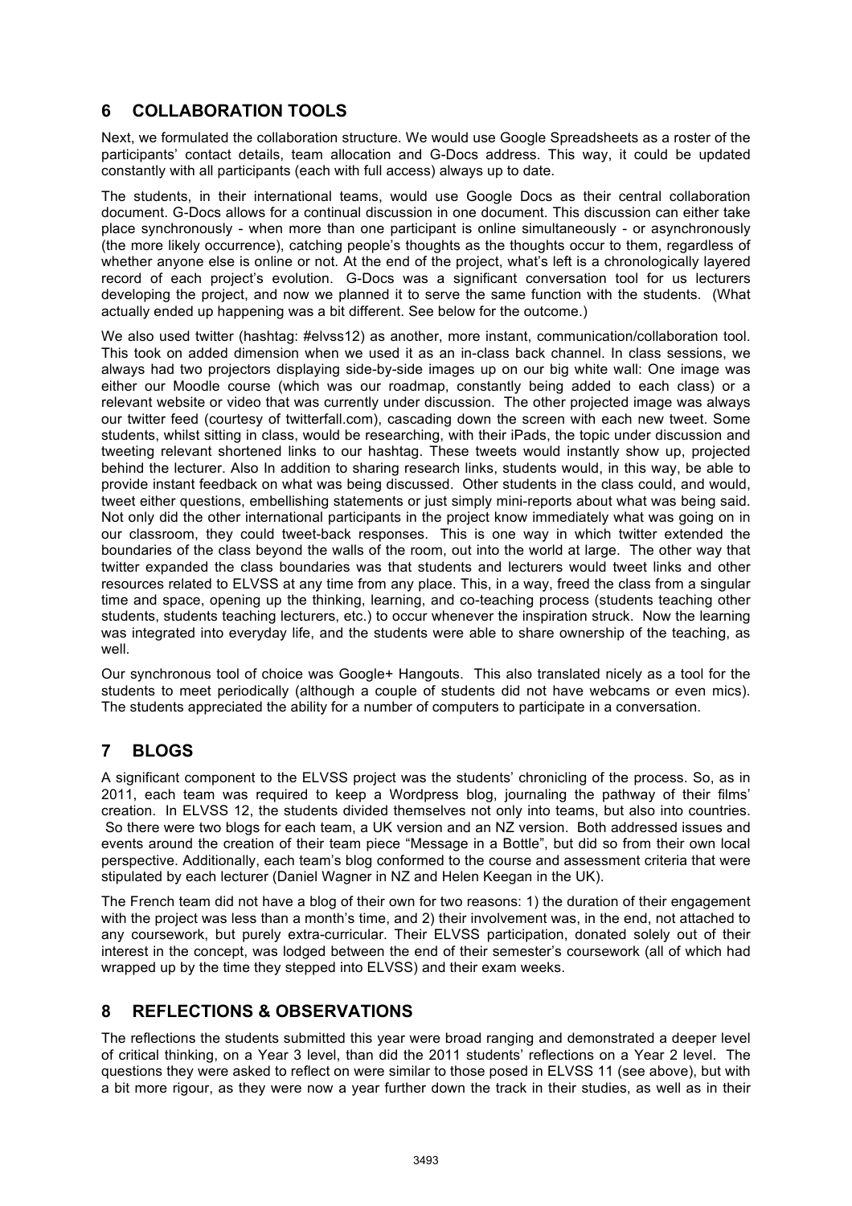## 6 COLLABORATION TOOLS

Next, we formulated the collaboration structure. We would use Google Spreadsheets as a roster of the participants' contact details, team allocation and G-Docs address. This way, it could be updated constantly with all participants (each with full access) always up to date.

The students, in their international teams, would use Google Docs as their central collaboration document. G-Docs allows for a continual discussion in one document. This discussion can either take place synchronously - when more than one participant is online simultaneously - or asynchronously (the more likely occurrence), catching people's thoughts as the thoughts occur to them, regardless of whether anyone else is online or not. At the end of the project, what's left is a chronologically layered record of each project's evolution. G-Docs was a significant conversation tool for us lecturers developing the project, and now we planned it to serve the same function with the students. (What actually ended up happening was a bit different. See below for the outcome.)

We also used twitter (hashtag: #elvss12) as another, more instant, communication/collaboration tool. This took on added dimension when we used it as an in-class back channel. In class sessions, we always had two projectors displaying side-by-side images up on our big white wall: One image was either our Moodle course (which was our roadmap, constantly being added to each class) or a relevant website or video that was currently under discussion. The other projected image was always our twitter feed (courtesy of twitterfall.com), cascading down the screen with each new tweet. Some students, whilst sitting in class, would be researching, with their iPads, the topic under discussion and tweeting relevant shortened links to our hashtag. These tweets would instantly show up, projected behind the lecturer. Also In addition to sharing research links, students would, in this way, be able to provide instant feedback on what was being discussed. Other students in the class could, and would, tweet either questions, embellishing statements or just simply mini-reports about what was being said. Not only did the other international participants in the project know immediately what was going on in our classroom, they could tweet-back responses. This is one way in which twitter extended the boundaries of the class beyond the walls of the room, out into the world at large. The other way that twitter expanded the class boundaries was that students and lecturers would tweet links and other resources related to ELVSS at any time from any place. This, in a way, freed the class from a singular time and space, opening up the thinking, learning, and co-teaching process (students teaching other students, students teaching lecturers, etc.) to occur whenever the inspiration struck. Now the learning was integrated into everyday life, and the students were able to share ownership of the teaching, as well.

Our synchronous tool of choice was Google+ Hangouts. This also translated nicely as a tool for the students to meet periodically (although a couple of students did not have webcams or even mics). The students appreciated the ability for a number of computers to participate in a conversation.

## 7 BLOGS

A significant component to the ELVSS project was the students' chronicling of the process. So, as in 2011, each team was required to keep a Wordpress blog, journaling the pathway of their films' creation. In ELVSS 12, the students divided themselves not only into teams, but also into countries. So there were two blogs for each team, a UK version and an NZ version. Both addressed issues and events around the creation of their team piece "Message in a Bottle", but did so from their own local perspective. Additionally, each team's blog conformed to the course and assessment criteria that were stipulated by each lecturer (Daniel Wagner in NZ and Helen Keegan in the UK).

The French team did not have a blog of their own for two reasons: 1) the duration of their engagement with the project was less than a month's time, and 2) their involvement was, in the end, not attached to any coursework, but purely extra-curricular. Their ELVSS participation, donated solely out of their interest in the concept, was lodged between the end of their semester's coursework (all of which had wrapped up by the time they stepped into ELVSS) and their exam weeks.

## 8 REFLECTIONS & OBSERVATIONS

The reflections the students submitted this year were broad ranging and demonstrated a deeper level of critical thinking, on a Year 3 level, than did the 2011 students' reflections on a Year 2 level. The questions they were asked to reflect on were similar to those posed in ELVSS 11 (see above), but with a bit more rigour, as they were now a year further down the track in their studies, as well as in their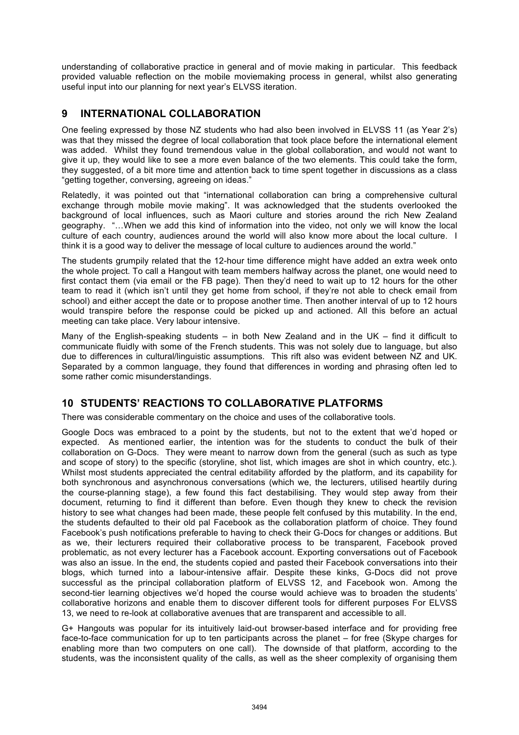understanding of collaborative practice in general and of movie making in particular. This feedback provided valuable reflection on the mobile moviemaking process in general, whilst also generating useful input into our planning for next year's ELVSS iteration.

## 9 INTERNATIONAL COLLABORATION

One feeling expressed by those NZ students who had also been involved in ELVSS 11 (as Year 2's) was that they missed the degree of local collaboration that took place before the international element was added. Whilst they found tremendous value in the global collaboration, and would not want to give it up, they would like to see a more even balance of the two elements. This could take the form, they suggested, of a bit more time and attention back to time spent together in discussions as a class "getting together, conversing, agreeing on ideas."

Relatedly, it was pointed out that "international collaboration can bring a comprehensive cultural exchange through mobile movie making". It was acknowledged that the students overlooked the background of local influences, such as Maori culture and stories around the rich New Zealand geography. "…When we add this kind of information into the video, not only we will know the local culture of each country, audiences around the world will also know more about the local culture. I think it is a good way to deliver the message of local culture to audiences around the world."

The students grumpily related that the 12-hour time difference might have added an extra week onto the whole project. To call a Hangout with team members halfway across the planet, one would need to first contact them (via email or the FB page). Then they'd need to wait up to 12 hours for the other team to read it (which isn't until they get home from school, if they're not able to check email from school) and either accept the date or to propose another time. Then another interval of up to 12 hours would transpire before the response could be picked up and actioned. All this before an actual meeting can take place. Very labour intensive.

Many of the English-speaking students – in both New Zealand and in the UK – find it difficult to communicate fluidly with some of the French students. This was not solely due to language, but also due to differences in cultural/linguistic assumptions. This rift also was evident between NZ and UK. Separated by a common language, they found that differences in wording and phrasing often led to some rather comic misunderstandings.

## 10 STUDENTS' REACTIONS TO COLLABORATIVE PLATFORMS

There was considerable commentary on the choice and uses of the collaborative tools.

Google Docs was embraced to a point by the students, but not to the extent that we'd hoped or expected. As mentioned earlier, the intention was for the students to conduct the bulk of their collaboration on G-Docs. They were meant to narrow down from the general (such as such as type and scope of story) to the specific (storyline, shot list, which images are shot in which country, etc.). Whilst most students appreciated the central editability afforded by the platform, and its capability for both synchronous and asynchronous conversations (which we, the lecturers, utilised heartily during the course-planning stage), a few found this fact destabilising. They would step away from their document, returning to find it different than before. Even though they knew to check the revision history to see what changes had been made, these people felt confused by this mutability. In the end, the students defaulted to their old pal Facebook as the collaboration platform of choice. They found Facebook's push notifications preferable to having to check their G-Docs for changes or additions. But as we, their lecturers required their collaborative process to be transparent, Facebook proved problematic, as not every lecturer has a Facebook account. Exporting conversations out of Facebook was also an issue. In the end, the students copied and pasted their Facebook conversations into their blogs, which turned into a labour-intensive affair. Despite these kinks, G-Docs did not prove successful as the principal collaboration platform of ELVSS 12, and Facebook won. Among the second-tier learning objectives we'd hoped the course would achieve was to broaden the students' collaborative horizons and enable them to discover different tools for different purposes For ELVSS 13, we need to re-look at collaborative avenues that are transparent and accessible to all.

G+ Hangouts was popular for its intuitively laid-out browser-based interface and for providing free face-to-face communication for up to ten participants across the planet – for free (Skype charges for enabling more than two computers on one call). The downside of that platform, according to the students, was the inconsistent quality of the calls, as well as the sheer complexity of organising them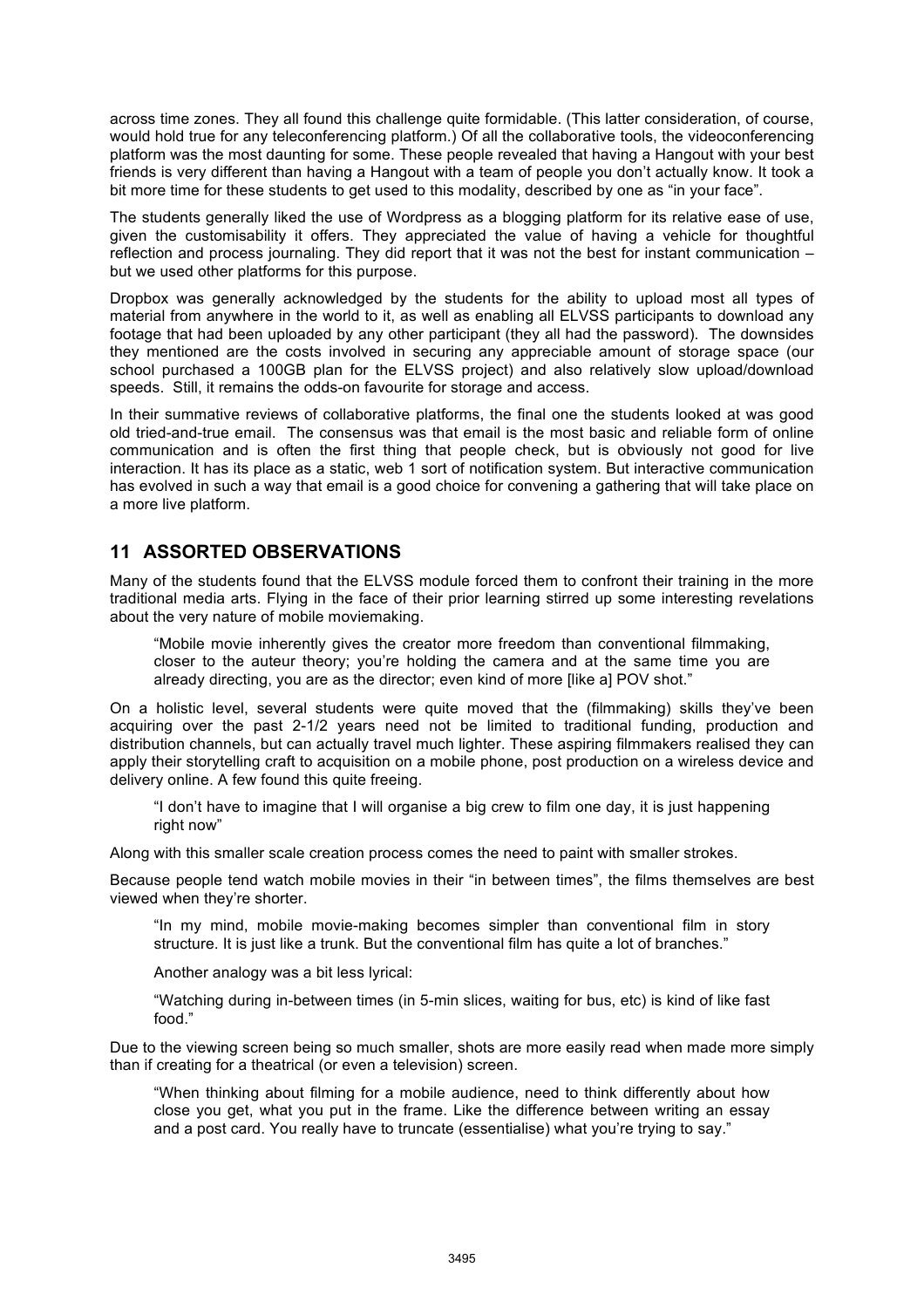across time zones. They all found this challenge quite formidable. (This latter consideration, of course, would hold true for any teleconferencing platform.) Of all the collaborative tools, the videoconferencing platform was the most daunting for some. These people revealed that having a Hangout with your best friends is very different than having a Hangout with a team of people you don't actually know. It took a bit more time for these students to get used to this modality, described by one as "in your face".

The students generally liked the use of Wordpress as a blogging platform for its relative ease of use, given the customisability it offers. They appreciated the value of having a vehicle for thoughtful reflection and process journaling. They did report that it was not the best for instant communication – but we used other platforms for this purpose.

Dropbox was generally acknowledged by the students for the ability to upload most all types of material from anywhere in the world to it, as well as enabling all ELVSS participants to download any footage that had been uploaded by any other participant (they all had the password). The downsides they mentioned are the costs involved in securing any appreciable amount of storage space (our school purchased a 100GB plan for the ELVSS project) and also relatively slow upload/download speeds. Still, it remains the odds-on favourite for storage and access.

In their summative reviews of collaborative platforms, the final one the students looked at was good old tried-and-true email. The consensus was that email is the most basic and reliable form of online communication and is often the first thing that people check, but is obviously not good for live interaction. It has its place as a static, web 1 sort of notification system. But interactive communication has evolved in such a way that email is a good choice for convening a gathering that will take place on a more live platform.

## 11 ASSORTED OBSERVATIONS

Many of the students found that the ELVSS module forced them to confront their training in the more traditional media arts. Flying in the face of their prior learning stirred up some interesting revelations about the very nature of mobile moviemaking.

> "Mobile movie inherently gives the creator more freedom than conventional filmmaking, closer to the auteur theory; you're holding the camera and at the same time you are already directing, you are as the director; even kind of more [like a] POV shot."

On a holistic level, several students were quite moved that the (filmmaking) skills they've been acquiring over the past 2-1/2 years need not be limited to traditional funding, production and distribution channels, but can actually travel much lighter. These aspiring filmmakers realised they can apply their storytelling craft to acquisition on a mobile phone, post production on a wireless device and delivery online. A few found this quite freeing.

> "I don't have to imagine that I will organise a big crew to film one day, it is just happening right now"

Along with this smaller scale creation process comes the need to paint with smaller strokes.

Because people tend watch mobile movies in their "in between times", the films themselves are best viewed when they're shorter.

> "In my mind, mobile movie-making becomes simpler than conventional film in story structure. It is just like a trunk. But the conventional film has quite a lot of branches."

Another analogy was a bit less lyrical:

> "Watching during in-between times (in 5-min slices, waiting for bus, etc) is kind of like fast food."

Due to the viewing screen being so much smaller, shots are more easily read when made more simply than if creating for a theatrical (or even a television) screen.

> "When thinking about filming for a mobile audience, need to think differently about how close you get, what you put in the frame. Like the difference between writing an essay and a post card. You really have to truncate (essentialise) what you're trying to say."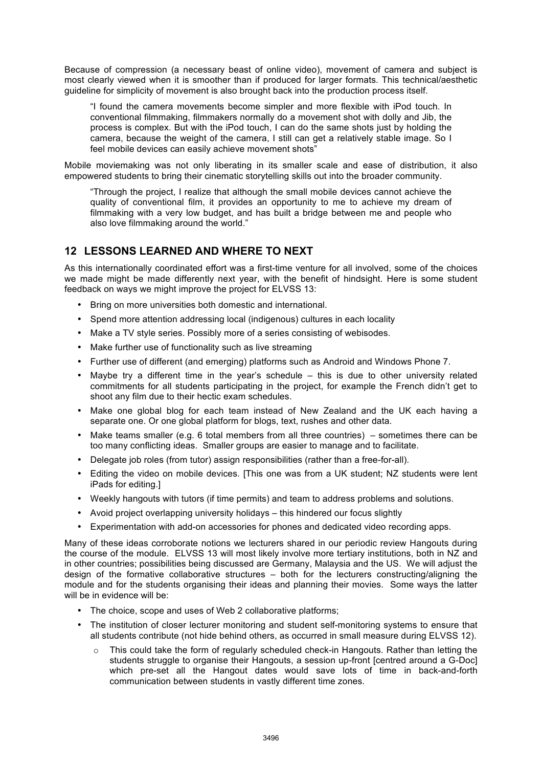Because of compression (a necessary beast of online video), movement of camera and subject is most clearly viewed when it is smoother than if produced for larger formats. This technical/aesthetic guideline for simplicity of movement is also brought back into the production process itself.

> "I found the camera movements become simpler and more flexible with iPod touch. In conventional filmmaking, filmmakers normally do a movement shot with dolly and Jib, the process is complex. But with the iPod touch, I can do the same shots just by holding the camera, because the weight of the camera, I still can get a relatively stable image. So I feel mobile devices can easily achieve movement shots"

Mobile moviemaking was not only liberating in its smaller scale and ease of distribution, it also empowered students to bring their cinematic storytelling skills out into the broader community.

> "Through the project, I realize that although the small mobile devices cannot achieve the quality of conventional film, it provides an opportunity to me to achieve my dream of filmmaking with a very low budget, and has built a bridge between me and people who also love filmmaking around the world."

## 12 LESSONS LEARNED AND WHERE TO NEXT

As this internationally coordinated effort was a first-time venture for all involved, some of the choices we made might be made differently next year, with the benefit of hindsight. Here is some student feedback on ways we might improve the project for ELVSS 13:

- Bring on more universities both domestic and international.
- Spend more attention addressing local (indigenous) cultures in each locality
- Make a TV style series. Possibly more of a series consisting of webisodes.
- Make further use of functionality such as live streaming
- Further use of different (and emerging) platforms such as Android and Windows Phone 7.
- Maybe try a different time in the year's schedule – this is due to other university related commitments for all students participating in the project, for example the French didn't get to shoot any film due to their hectic exam schedules.
- Make one global blog for each team instead of New Zealand and the UK each having a separate one. Or one global platform for blogs, text, rushes and other data.
- Make teams smaller (e.g. 6 total members from all three countries) – sometimes there can be too many conflicting ideas. Smaller groups are easier to manage and to facilitate.
- Delegate job roles (from tutor) assign responsibilities (rather than a free-for-all).
- Editing the video on mobile devices. [This one was from a UK student; NZ students were lent iPads for editing.]
- Weekly hangouts with tutors (if time permits) and team to address problems and solutions.
- Avoid project overlapping university holidays – this hindered our focus slightly
- Experimentation with add-on accessories for phones and dedicated video recording apps.

Many of these ideas corroborate notions we lecturers shared in our periodic review Hangouts during the course of the module. ELVSS 13 will most likely involve more tertiary institutions, both in NZ and in other countries; possibilities being discussed are Germany, Malaysia and the US. We will adjust the design of the formative collaborative structures – both for the lecturers constructing/aligning the module and for the students organising their ideas and planning their movies. Some ways the latter will be in evidence will be:

- The choice, scope and uses of Web 2 collaborative platforms;
- The institution of closer lecturer monitoring and student self-monitoring systems to ensure that all students contribute (not hide behind others, as occurred in small measure during ELVSS 12).
    - This could take the form of regularly scheduled check-in Hangouts. Rather than letting the students struggle to organise their Hangouts, a session up-front [centred around a G-Doc] which pre-set all the Hangout dates would save lots of time in back-and-forth communication between students in vastly different time zones.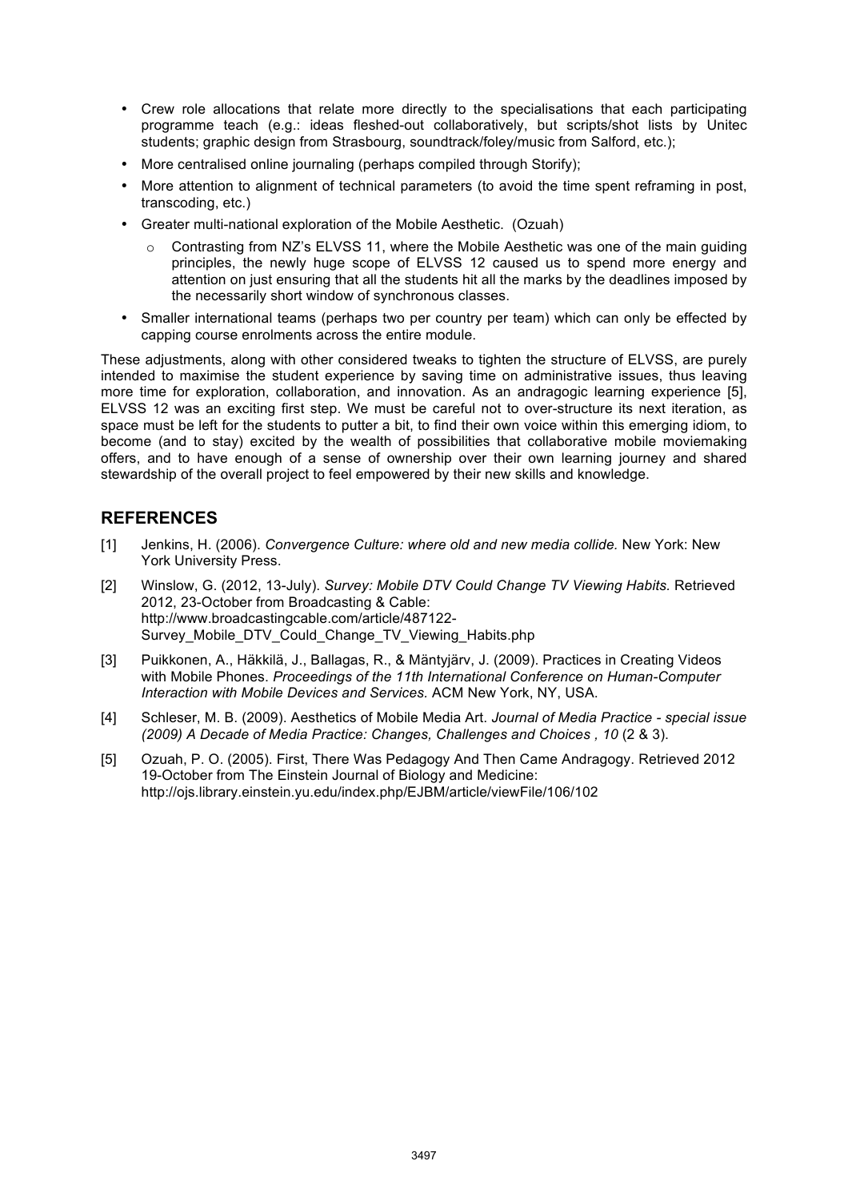- Crew role allocations that relate more directly to the specialisations that each participating programme teach (e.g.: ideas fleshed-out collaboratively, but scripts/shot lists by Unitec students; graphic design from Strasbourg, soundtrack/foley/music from Salford, etc.);
- More centralised online journaling (perhaps compiled through Storify);
- More attention to alignment of technical parameters (to avoid the time spent reframing in post, transcoding, etc.)
- Greater multi-national exploration of the Mobile Aesthetic. (Ozuah)
  - Contrasting from NZ's ELVSS 11, where the Mobile Aesthetic was one of the main guiding principles, the newly huge scope of ELVSS 12 caused us to spend more energy and attention on just ensuring that all the students hit all the marks by the deadlines imposed by the necessarily short window of synchronous classes.
- Smaller international teams (perhaps two per country per team) which can only be effected by capping course enrolments across the entire module.

These adjustments, along with other considered tweaks to tighten the structure of ELVSS, are purely intended to maximise the student experience by saving time on administrative issues, thus leaving more time for exploration, collaboration, and innovation. As an andragogic learning experience [5], ELVSS 12 was an exciting first step. We must be careful not to over-structure its next iteration, as space must be left for the students to putter a bit, to find their own voice within this emerging idiom, to become (and to stay) excited by the wealth of possibilities that collaborative mobile moviemaking offers, and to have enough of a sense of ownership over their own learning journey and shared stewardship of the overall project to feel empowered by their new skills and knowledge.

## REFERENCES

[1] Jenkins, H. (2006). *Convergence Culture: where old and new media collide.* New York: New York University Press.

[2] Winslow, G. (2012, 13-July). *Survey: Mobile DTV Could Change TV Viewing Habits.* Retrieved 2012, 23-October from Broadcasting & Cable: http://www.broadcastingcable.com/article/487122-Survey_Mobile_DTV_Could_Change_TV_Viewing_Habits.php

[3] Puikkonen, A., Häkkilä, J., Ballagas, R., & Mäntyjärv, J. (2009). Practices in Creating Videos with Mobile Phones. *Proceedings of the 11th International Conference on Human-Computer Interaction with Mobile Devices and Services.* ACM New York, NY, USA.

[4] Schleser, M. B. (2009). Aesthetics of Mobile Media Art. *Journal of Media Practice - special issue (2009) A Decade of Media Practice: Changes, Challenges and Choices , 10* (2 & 3).

[5] Ozuah, P. O. (2005). First, There Was Pedagogy And Then Came Andragogy. Retrieved 2012 19-October from The Einstein Journal of Biology and Medicine: http://ojs.library.einstein.yu.edu/index.php/EJBM/article/viewFile/106/102